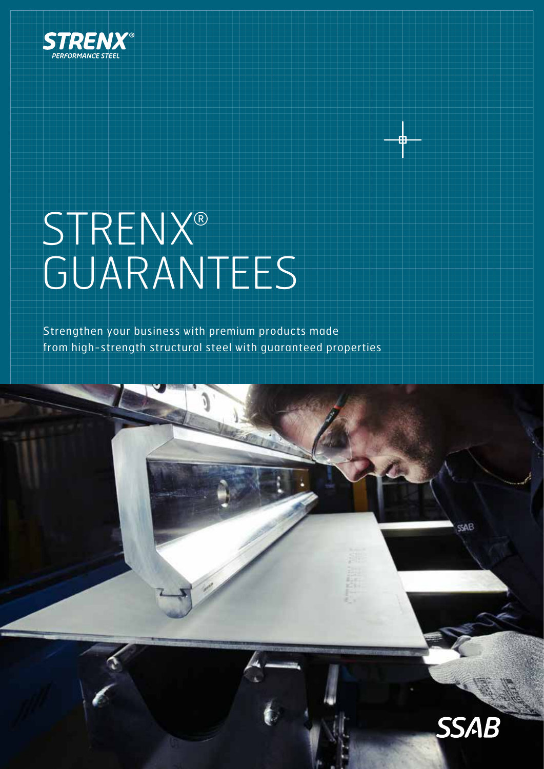STRENX®
PERFORMANCE STEEL

# STRENX® GUARANTEES

Strengthen your business with premium products made from high-strength structural steel with guaranteed properties

SSAB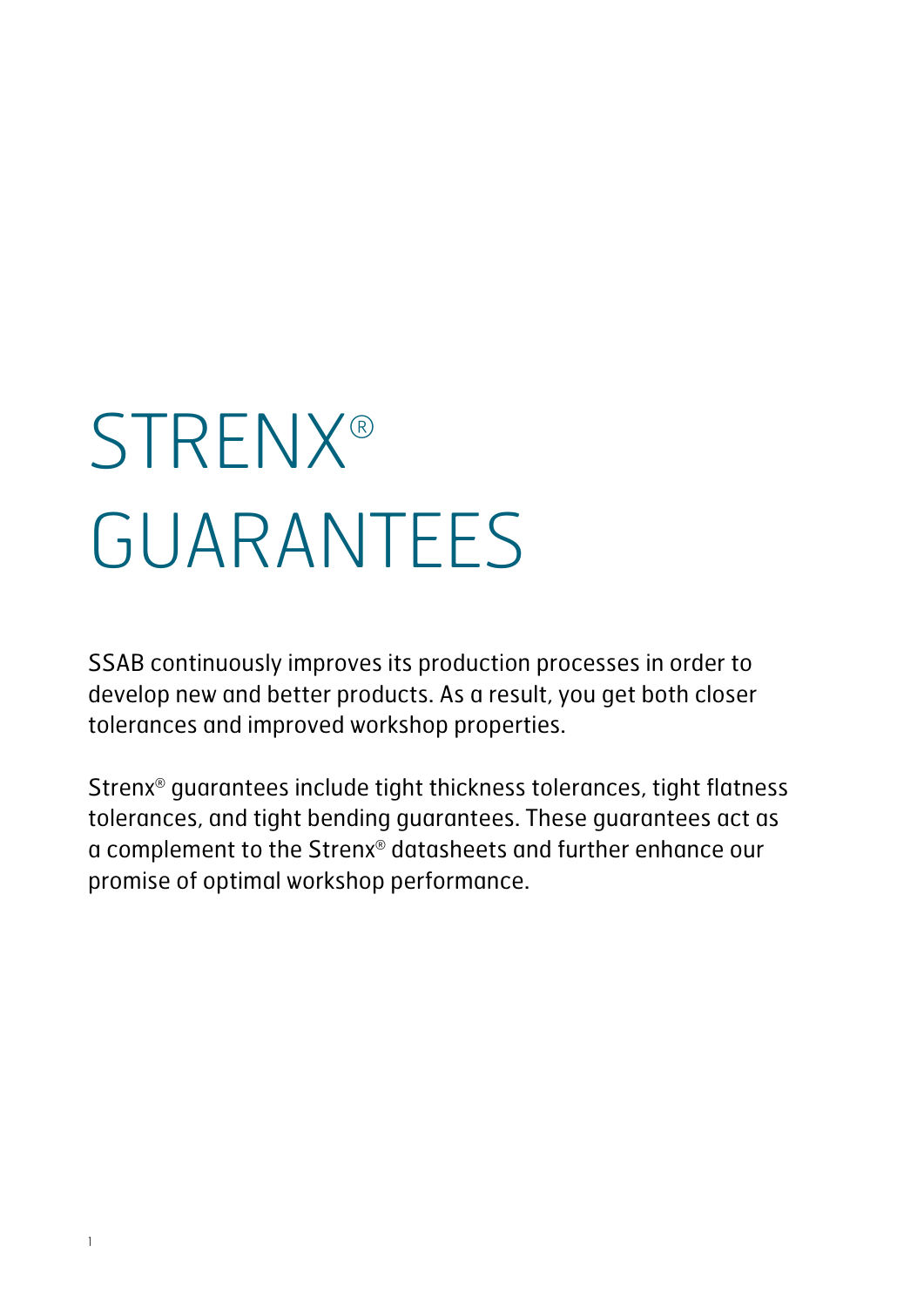# STRENX® GUARANTEES

SSAB continuously improves its production processes in order to develop new and better products. As a result, you get both closer tolerances and improved workshop properties.

Strenx® guarantees include tight thickness tolerances, tight flatness tolerances, and tight bending guarantees. These guarantees act as a complement to the Strenx® datasheets and further enhance our promise of optimal workshop performance.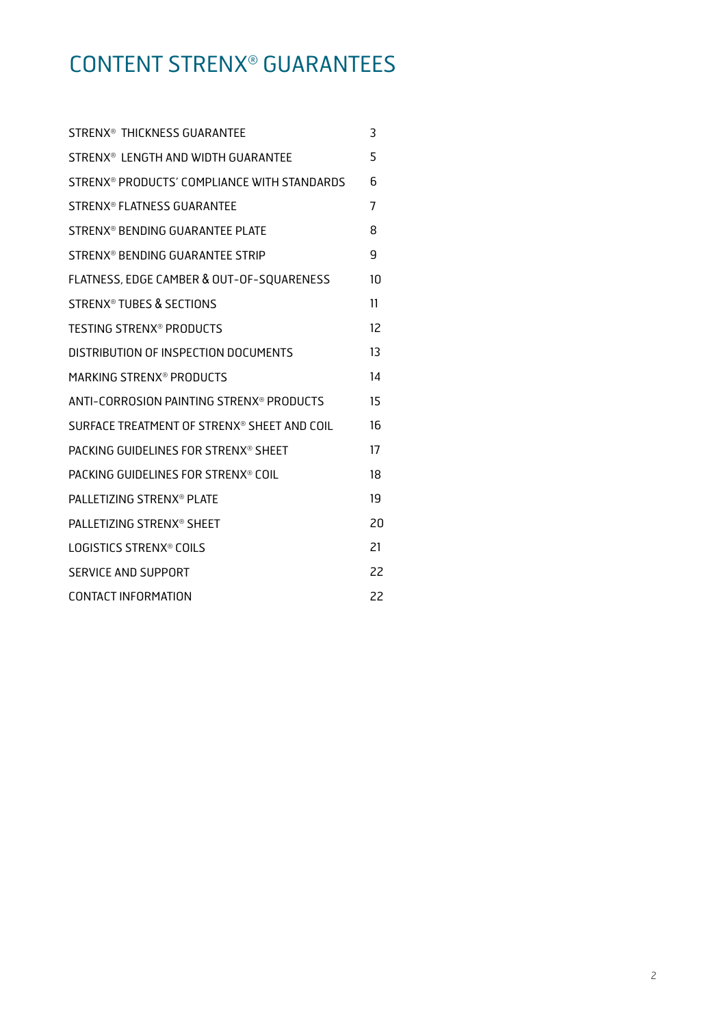# CONTENT STRENX® GUARANTEES

| | |
|---|---|
| STRENX® THICKNESS GUARANTEE | 3 |
| STRENX® LENGTH AND WIDTH GUARANTEE | 5 |
| STRENX® PRODUCTS' COMPLIANCE WITH STANDARDS | 6 |
| STRENX® FLATNESS GUARANTEE | 7 |
| STRENX® BENDING GUARANTEE PLATE | 8 |
| STRENX® BENDING GUARANTEE STRIP | 9 |
| FLATNESS, EDGE CAMBER & OUT-OF-SQUARENESS | 10 |
| STRENX® TUBES & SECTIONS | 11 |
| TESTING STRENX® PRODUCTS | 12 |
| DISTRIBUTION OF INSPECTION DOCUMENTS | 13 |
| MARKING STRENX® PRODUCTS | 14 |
| ANTI-CORROSION PAINTING STRENX® PRODUCTS | 15 |
| SURFACE TREATMENT OF STRENX® SHEET AND COIL | 16 |
| PACKING GUIDELINES FOR STRENX® SHEET | 17 |
| PACKING GUIDELINES FOR STRENX® COIL | 18 |
| PALLETIZING STRENX® PLATE | 19 |
| PALLETIZING STRENX® SHEET | 20 |
| LOGISTICS STRENX® COILS | 21 |
| SERVICE AND SUPPORT | 22 |
| CONTACT INFORMATION | 22 |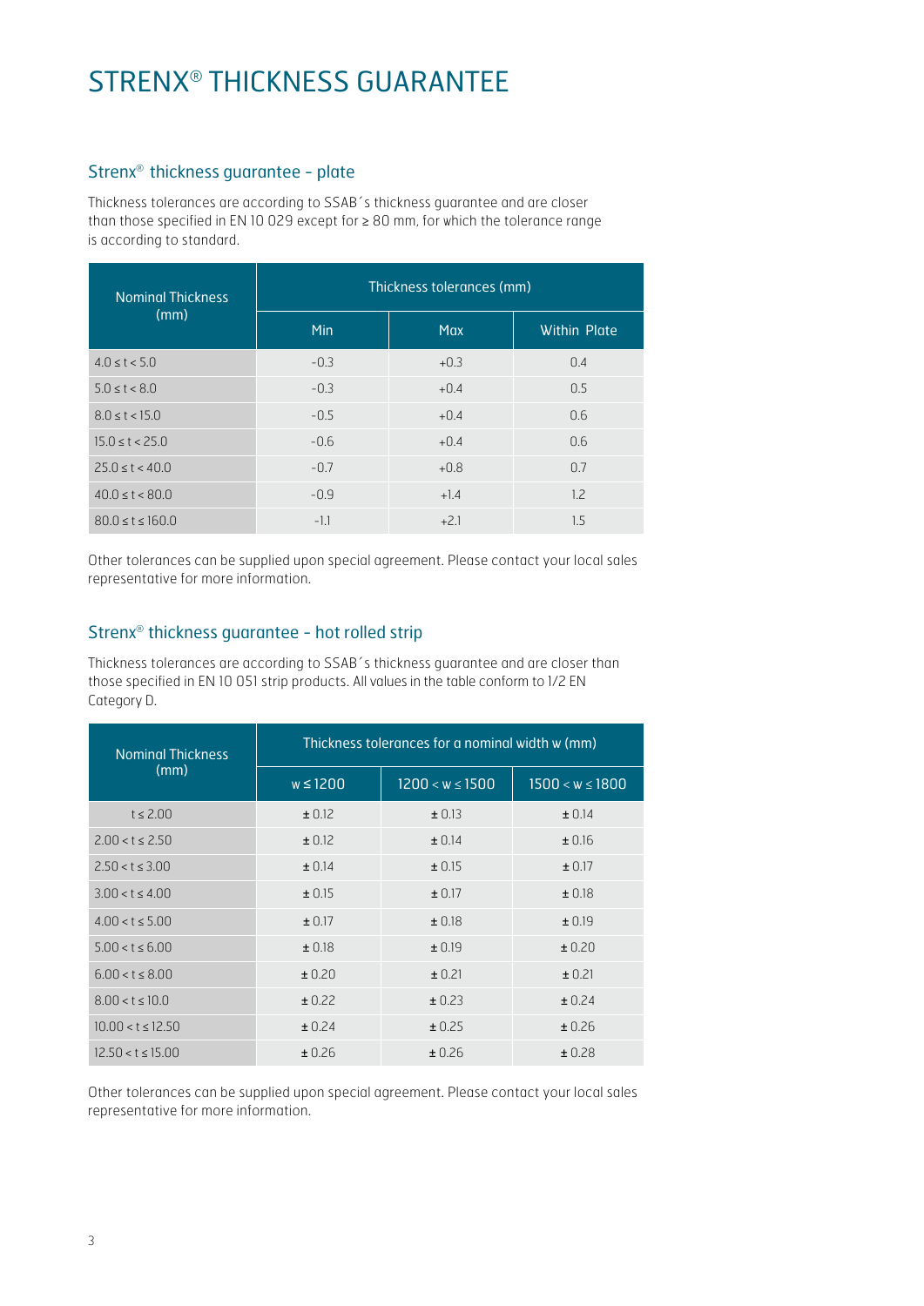# STRENX® THICKNESS GUARANTEE

## Strenx® thickness guarantee - plate

Thickness tolerances are according to SSAB´s thickness guarantee and are closer than those specified in EN 10 029 except for ≥ 80 mm, for which the tolerance range is according to standard.

| Nominal Thickness (mm) | Thickness tolerances (mm) | | |
|---|---|---|---|
| | Min | Max | Within Plate |
| 4.0 ≤ t < 5.0 | -0.3 | +0.3 | 0.4 |
| 5.0 ≤ t < 8.0 | -0.3 | +0.4 | 0.5 |
| 8.0 ≤ t < 15.0 | -0.5 | +0.4 | 0.6 |
| 15.0 ≤ t < 25.0 | -0.6 | +0.4 | 0.6 |
| 25.0 ≤ t < 40.0 | -0.7 | +0.8 | 0.7 |
| 40.0 ≤ t < 80.0 | -0.9 | +1.4 | 1.2 |
| 80.0 ≤ t ≤ 160.0 | -1.1 | +2.1 | 1.5 |

Other tolerances can be supplied upon special agreement. Please contact your local sales representative for more information.

## Strenx® thickness guarantee - hot rolled strip

Thickness tolerances are according to SSAB´s thickness guarantee and are closer than those specified in EN 10 051 strip products. All values in the table conform to 1/2 EN Category D.

| Nominal Thickness (mm) | Thickness tolerances for a nominal width w (mm) | | |
|---|---|---|---|
| | w ≤ 1200 | 1200 < w ≤ 1500 | 1500 < w ≤ 1800 |
| t ≤ 2.00 | ± 0.12 | ± 0.13 | ± 0.14 |
| 2.00 < t ≤ 2.50 | ± 0.12 | ± 0.14 | ± 0.16 |
| 2.50 < t ≤ 3.00 | ± 0.14 | ± 0.15 | ± 0.17 |
| 3.00 < t ≤ 4.00 | ± 0.15 | ± 0.17 | ± 0.18 |
| 4.00 < t ≤ 5.00 | ± 0.17 | ± 0.18 | ± 0.19 |
| 5.00 < t ≤ 6.00 | ± 0.18 | ± 0.19 | ± 0.20 |
| 6.00 < t ≤ 8.00 | ± 0.20 | ± 0.21 | ± 0.21 |
| 8.00 < t ≤ 10.0 | ± 0.22 | ± 0.23 | ± 0.24 |
| 10.00 < t ≤ 12.50 | ± 0.24 | ± 0.25 | ± 0.26 |
| 12.50 < t ≤ 15.00 | ± 0.26 | ± 0.26 | ± 0.28 |

Other tolerances can be supplied upon special agreement. Please contact your local sales representative for more information.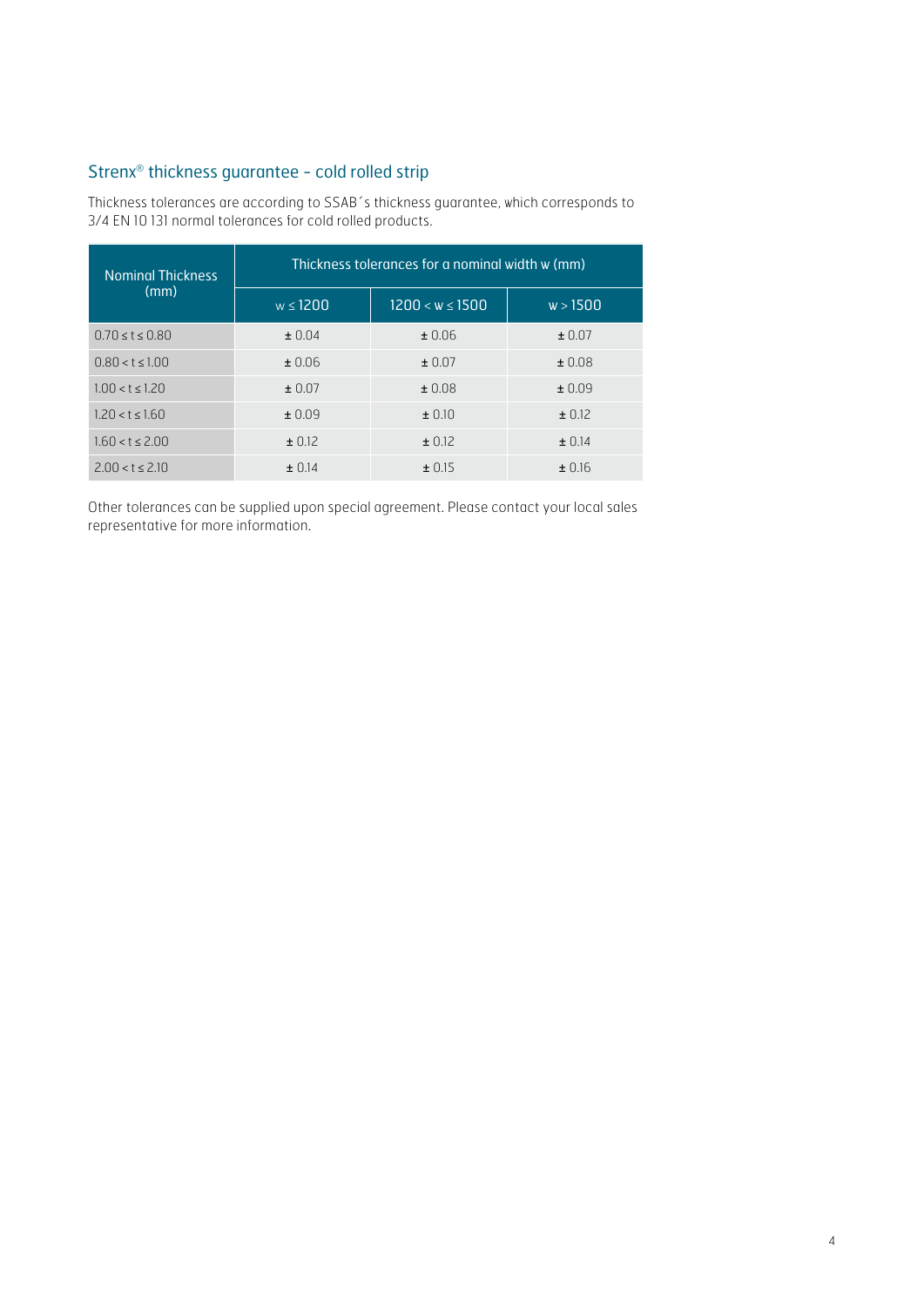## Strenx® thickness guarantee - cold rolled strip

Thickness tolerances are according to SSAB´s thickness guarantee, which corresponds to 3/4 EN 10 131 normal tolerances for cold rolled products.

| Nominal Thickness (mm) | Thickness tolerances for a nominal width w (mm) | | |
|---|---|---|---|
| | w ≤ 1200 | 1200 < w ≤ 1500 | w > 1500 |
| 0.70 ≤ t ≤ 0.80 | ± 0.04 | ± 0.06 | ± 0.07 |
| 0.80 < t ≤ 1.00 | ± 0.06 | ± 0.07 | ± 0.08 |
| 1.00 < t ≤ 1.20 | ± 0.07 | ± 0.08 | ± 0.09 |
| 1.20 < t ≤ 1.60 | ± 0.09 | ± 0.10 | ± 0.12 |
| 1.60 < t ≤ 2.00 | ± 0.12 | ± 0.12 | ± 0.14 |
| 2.00 < t ≤ 2.10 | ± 0.14 | ± 0.15 | ± 0.16 |

Other tolerances can be supplied upon special agreement. Please contact your local sales representative for more information.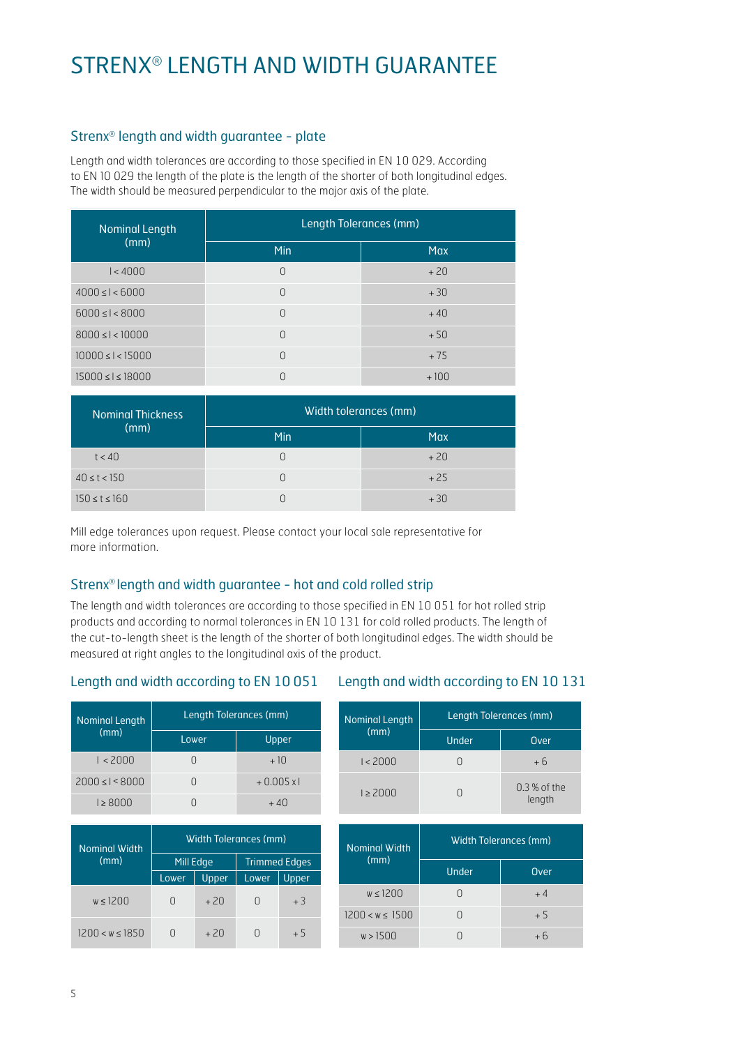# STRENX® LENGTH AND WIDTH GUARANTEE

## Strenx® length and width guarantee - plate

Length and width tolerances are according to those specified in EN 10 029. According to EN 10 029 the length of the plate is the length of the shorter of both longitudinal edges. The width should be measured perpendicular to the major axis of the plate.

| Nominal Length (mm) | Length Tolerances (mm) | |
|---|---|---|
| | Min | Max |
| l < 4000 | 0 | + 20 |
| 4000 ≤ l < 6000 | 0 | + 30 |
| 6000 ≤ l < 8000 | 0 | + 40 |
| 8000 ≤ l < 10000 | 0 | + 50 |
| 10000 ≤ l < 15000 | 0 | + 75 |
| 15000 ≤ l ≤ 18000 | 0 | + 100 |

| Nominal Thickness (mm) | Width tolerances (mm) | |
|---|---|---|
| | Min | Max |
| t < 40 | 0 | + 20 |
| 40 ≤ t < 150 | 0 | + 25 |
| 150 ≤ t ≤ 160 | 0 | + 30 |

Mill edge tolerances upon request. Please contact your local sale representative for more information.

## Strenx® length and width guarantee - hot and cold rolled strip

The length and width tolerances are according to those specified in EN 10 051 for hot rolled strip products and according to normal tolerances in EN 10 131 for cold rolled products. The length of the cut-to-length sheet is the length of the shorter of both longitudinal edges. The width should be measured at right angles to the longitudinal axis of the product.

### Length and width according to EN 10 051

| Nominal Length (mm) | Length Tolerances (mm) | |
|---|---|---|
| | Lower | Upper |
| l < 2000 | 0 | + 10 |
| 2000 ≤ l < 8000 | 0 | + 0.005 x l |
| l ≥ 8000 | 0 | + 40 |

| Nominal Width (mm) | Width Tolerances (mm) | | | |
|---|---|---|---|---|
| | Mill Edge | | Trimmed Edges | |
| | Lower | Upper | Lower | Upper |
| w ≤ 1200 | 0 | + 20 | 0 | + 3 |
| 1200 < w ≤ 1850 | 0 | + 20 | 0 | + 5 |

### Length and width according to EN 10 131

| Nominal Length (mm) | Length Tolerances (mm) | |
|---|---|---|
| | Under | Over |
| l < 2000 | 0 | + 6 |
| l ≥ 2000 | 0 | 0.3 % of the length |

| Nominal Width (mm) | Width Tolerances (mm) | |
|---|---|---|
| | Under | Over |
| w ≤ 1200 | 0 | + 4 |
| 1200 < w ≤ 1500 | 0 | + 5 |
| w > 1500 | 0 | + 6 |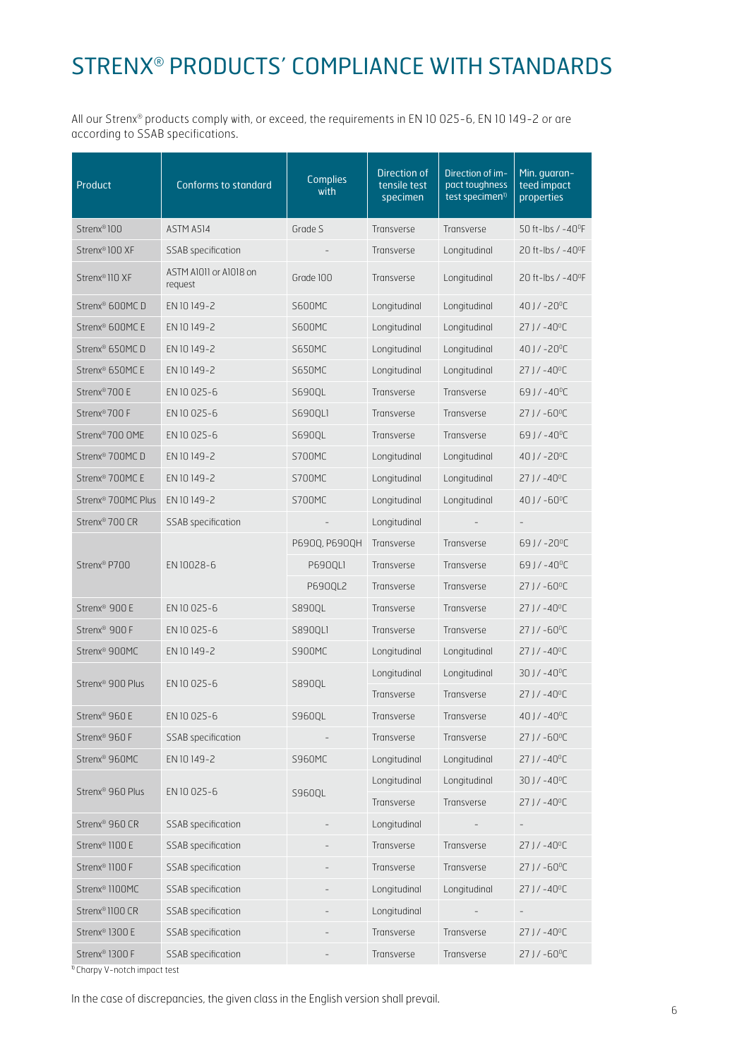# STRENX® PRODUCTS' COMPLIANCE WITH STANDARDS

All our Strenx® products comply with, or exceed, the requirements in EN 10 025-6, EN 10 149-2 or are according to SSAB specifications.

| Product | Conforms to standard | Complies with | Direction of tensile test specimen | Direction of impact toughness test specimen[1] | Min. guaranteed impact properties |
|---|---|---|---|---|---|
| Strenx® 100 | ASTM A514 | Grade S | Transverse | Transverse | 50 ft-lbs / -40°F |
| Strenx® 100 XF | SSAB specification | - | Transverse | Longitudinal | 20 ft-lbs / -40°F |
| Strenx® 110 XF | ASTM A1011 or A1018 on request | Grade 100 | Transverse | Longitudinal | 20 ft-lbs / -40°F |
| Strenx® 600MC D | EN 10 149-2 | S600MC | Longitudinal | Longitudinal | 40 J / -20°C |
| Strenx® 600MC E | EN 10 149-2 | S600MC | Longitudinal | Longitudinal | 27 J / -40°C |
| Strenx® 650MC D | EN 10 149-2 | S650MC | Longitudinal | Longitudinal | 40 J / -20°C |
| Strenx® 650MC E | EN 10 149-2 | S650MC | Longitudinal | Longitudinal | 27 J / -40°C |
| Strenx® 700 E | EN 10 025-6 | S690QL | Transverse | Transverse | 69 J / -40°C |
| Strenx® 700 F | EN 10 025-6 | S690QL1 | Transverse | Transverse | 27 J / -60°C |
| Strenx® 700 OME | EN 10 025-6 | S690QL | Transverse | Transverse | 69 J / -40°C |
| Strenx® 700MC D | EN 10 149-2 | S700MC | Longitudinal | Longitudinal | 40 J / -20°C |
| Strenx® 700MC E | EN 10 149-2 | S700MC | Longitudinal | Longitudinal | 27 J / -40°C |
| Strenx® 700MC Plus | EN 10 149-2 | S700MC | Longitudinal | Longitudinal | 40 J / -60°C |
| Strenx® 700 CR | SSAB specification | - | Longitudinal | - | - |
| Strenx® P700 | EN 10028-6 | P690Q, P690QH | Transverse | Transverse | 69 J / -20°C |
| | | P690QL1 | Transverse | Transverse | 69 J / -40°C |
| | | P690QL2 | Transverse | Transverse | 27 J / -60°C |
| Strenx® 900 E | EN 10 025-6 | S890QL | Transverse | Transverse | 27 J / -40°C |
| Strenx® 900 F | EN 10 025-6 | S890QL1 | Transverse | Transverse | 27 J / -60°C |
| Strenx® 900MC | EN 10 149-2 | S900MC | Longitudinal | Longitudinal | 27 J / -40°C |
| Strenx® 900 Plus | EN 10 025-6 | S890QL | Longitudinal | Longitudinal | 30 J / -40°C |
| | | | Transverse | Transverse | 27 J / -40°C |
| Strenx® 960 E | EN 10 025-6 | S960QL | Transverse | Transverse | 40 J / -40°C |
| Strenx® 960 F | SSAB specification | - | Transverse | Transverse | 27 J / -60°C |
| Strenx® 960MC | EN 10 149-2 | S960MC | Longitudinal | Longitudinal | 27 J / -40°C |
| Strenx® 960 Plus | EN 10 025-6 | S960QL | Longitudinal | Longitudinal | 30 J / -40°C |
| | | | Transverse | Transverse | 27 J / -40°C |
| Strenx® 960 CR | SSAB specification | - | Longitudinal | - | - |
| Strenx® 1100 E | SSAB specification | - | Transverse | Transverse | 27 J / -40°C |
| Strenx® 1100 F | SSAB specification | - | Transverse | Transverse | 27 J / -60°C |
| Strenx® 1100MC | SSAB specification | - | Longitudinal | Longitudinal | 27 J / -40°C |
| Strenx® 1100 CR | SSAB specification | - | Longitudinal | - | - |
| Strenx® 1300 E | SSAB specification | - | Transverse | Transverse | 27 J / -40°C |
| Strenx® 1300 F | SSAB specification | - | Transverse | Transverse | 27 J / -60°C |

[1] Charpy V-notch impact test

In the case of discrepancies, the given class in the English version shall prevail.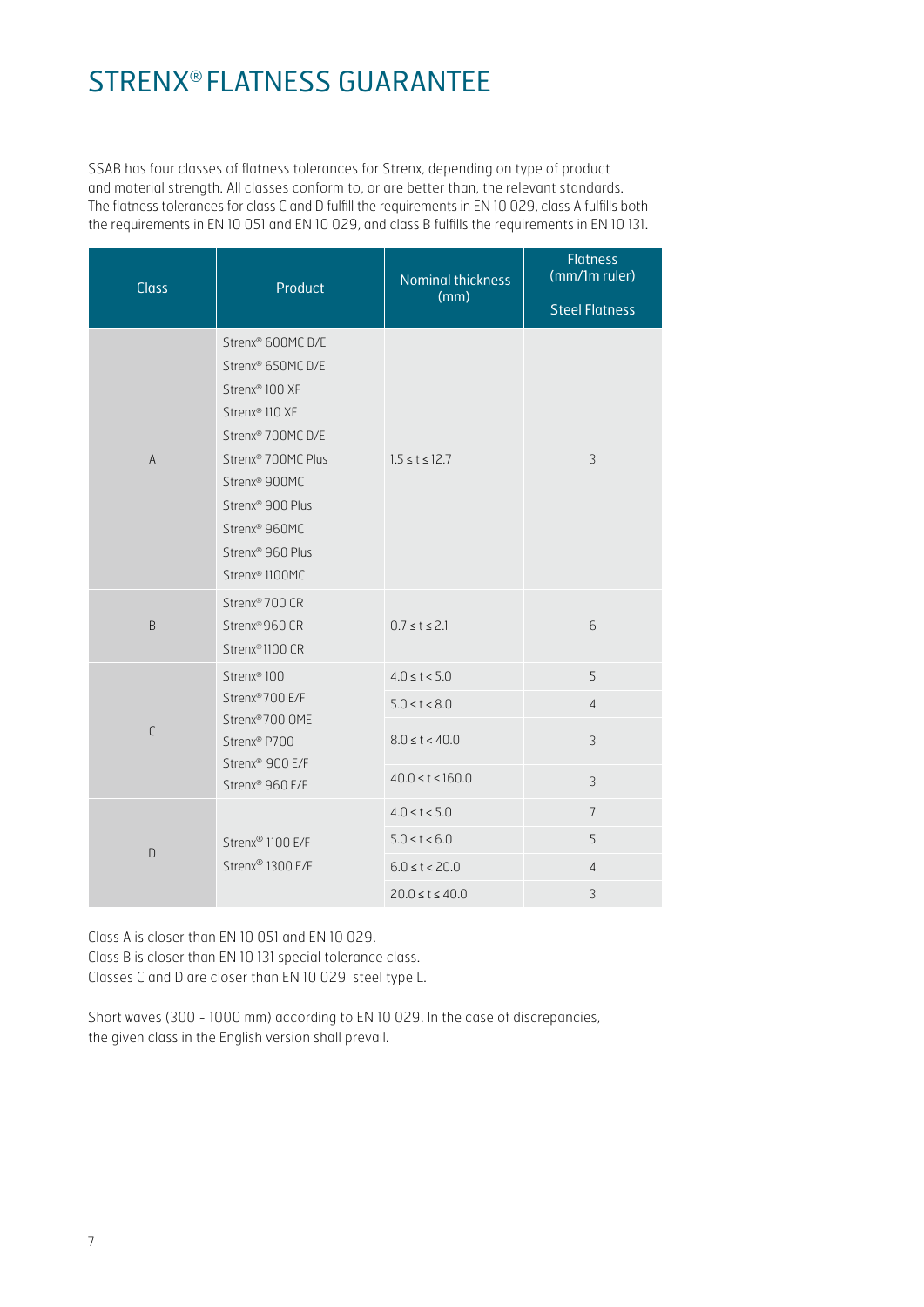# STRENX® FLATNESS GUARANTEE

SSAB has four classes of flatness tolerances for Strenx, depending on type of product and material strength. All classes conform to, or are better than, the relevant standards. The flatness tolerances for class C and D fulfill the requirements in EN 10 029, class A fulfills both the requirements in EN 10 051 and EN 10 029, and class B fulfills the requirements in EN 10 131.

| Class | Product | Nominal thickness (mm) | Flatness (mm/1m ruler) Steel Flatness |
|---|---|---|---|
| A | Strenx® 600MC D/E<br>Strenx® 650MC D/E<br>Strenx® 100 XF<br>Strenx® 110 XF<br>Strenx® 700MC D/E<br>Strenx® 700MC Plus<br>Strenx® 900MC<br>Strenx® 900 Plus<br>Strenx® 960MC<br>Strenx® 960 Plus<br>Strenx® 1100MC | 1.5 ≤ t ≤ 12.7 | 3 |
| B | Strenx® 700 CR<br>Strenx® 960 CR<br>Strenx® 1100 CR | 0.7 ≤ t ≤ 2.1 | 6 |
| C | Strenx® 100<br>Strenx® 700 E/F<br>Strenx® 700 OME<br>Strenx® P700<br>Strenx® 900 E/F<br>Strenx® 960 E/F | 4.0 ≤ t < 5.0 | 5 |
| | | 5.0 ≤ t < 8.0 | 4 |
| | | 8.0 ≤ t < 40.0 | 3 |
| | | 40.0 ≤ t ≤ 160.0 | 3 |
| D | Strenx® 1100 E/F<br>Strenx® 1300 E/F | 4.0 ≤ t < 5.0 | 7 |
| | | 5.0 ≤ t < 6.0 | 5 |
| | | 6.0 ≤ t < 20.0 | 4 |
| | | 20.0 ≤ t ≤ 40.0 | 3 |

Class A is closer than EN 10 051 and EN 10 029.
Class B is closer than EN 10 131 special tolerance class.
Classes C and D are closer than EN 10 029 steel type L.

Short waves (300 - 1000 mm) according to EN 10 029. In the case of discrepancies, the given class in the English version shall prevail.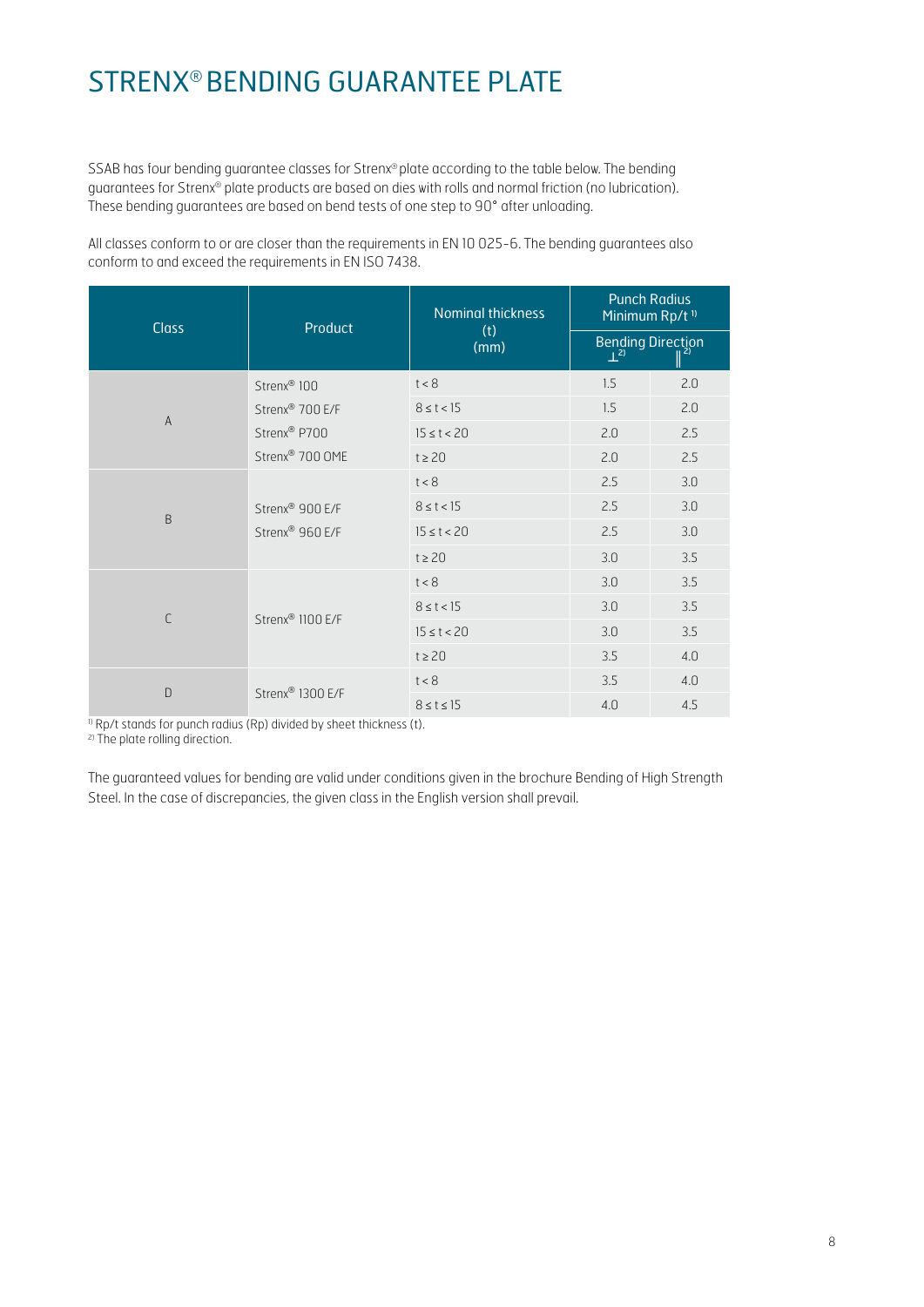# STRENX® BENDING GUARANTEE PLATE

SSAB has four bending guarantee classes for Strenx® plate according to the table below. The bending guarantees for Strenx® plate products are based on dies with rolls and normal friction (no lubrication). These bending guarantees are based on bend tests of one step to 90° after unloading.

All classes conform to or are closer than the requirements in EN 10 025-6. The bending guarantees also conform to and exceed the requirements in EN ISO 7438.

| Class | Product | Nominal thickness (t) (mm) | Punch Radius Minimum Rp/t [1] | |
|---|---|---|---|---|
| | | | Bending Direction ⊥[2] | ‖[2] |
| A | Strenx® 100<br>Strenx® 700 E/F<br>Strenx® P700<br>Strenx® 700 OME | t < 8 | 1.5 | 2.0 |
| | | 8 ≤ t < 15 | 1.5 | 2.0 |
| | | 15 ≤ t < 20 | 2.0 | 2.5 |
| | | t ≥ 20 | 2.0 | 2.5 |
| B | Strenx® 900 E/F<br>Strenx® 960 E/F | t < 8 | 2.5 | 3.0 |
| | | 8 ≤ t < 15 | 2.5 | 3.0 |
| | | 15 ≤ t < 20 | 2.5 | 3.0 |
| | | t ≥ 20 | 3.0 | 3.5 |
| C | Strenx® 1100 E/F | t < 8 | 3.0 | 3.5 |
| | | 8 ≤ t < 15 | 3.0 | 3.5 |
| | | 15 ≤ t < 20 | 3.0 | 3.5 |
| | | t ≥ 20 | 3.5 | 4.0 |
| D | Strenx® 1300 E/F | t < 8 | 3.5 | 4.0 |
| | | 8 ≤ t ≤ 15 | 4.0 | 4.5 |

[1] Rp/t stands for punch radius (Rp) divided by sheet thickness (t).
[2] The plate rolling direction.

The guaranteed values for bending are valid under conditions given in the brochure Bending of High Strength Steel. In the case of discrepancies, the given class in the English version shall prevail.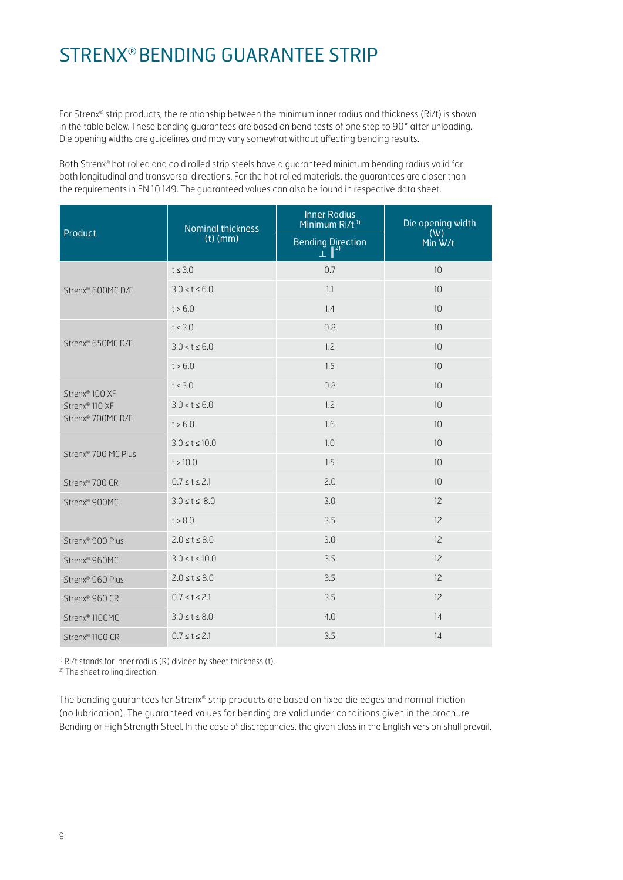# STRENX® BENDING GUARANTEE STRIP

For Strenx® strip products, the relationship between the minimum inner radius and thickness (Ri/t) is shown in the table below. These bending guarantees are based on bend tests of one step to 90° after unloading. Die opening widths are guidelines and may vary somewhat without affecting bending results.

Both Strenx® hot rolled and cold rolled strip steels have a guaranteed minimum bending radius valid for both longitudinal and transversal directions. For the hot rolled materials, the guarantees are closer than the requirements in EN 10 149. The guaranteed values can also be found in respective data sheet.

| Product | Nominal thickness (t) (mm) | Inner Radius Minimum Ri/t [1] | Die opening width (W) Min W/t |
|---|---|---|---|
| | | Bending Direction ⊥ ‖ [2] | |
| Strenx® 600MC D/E | t ≤ 3.0 | 0.7 | 10 |
| | 3.0 < t ≤ 6.0 | 1.1 | 10 |
| | t > 6.0 | 1.4 | 10 |
| Strenx® 650MC D/E | t ≤ 3.0 | 0.8 | 10 |
| | 3.0 < t ≤ 6.0 | 1.2 | 10 |
| | t > 6.0 | 1.5 | 10 |
| Strenx® 100 XF<br>Strenx® 110 XF<br>Strenx® 700MC D/E | t ≤ 3.0 | 0.8 | 10 |
| | 3.0 < t ≤ 6.0 | 1.2 | 10 |
| | t > 6.0 | 1.6 | 10 |
| Strenx® 700 MC Plus | 3.0 ≤ t ≤ 10.0 | 1.0 | 10 |
| | t > 10.0 | 1.5 | 10 |
| Strenx® 700 CR | 0.7 ≤ t ≤ 2.1 | 2.0 | 10 |
| Strenx® 900MC | 3.0 ≤ t ≤ 8.0 | 3.0 | 12 |
| | t > 8.0 | 3.5 | 12 |
| Strenx® 900 Plus | 2.0 ≤ t ≤ 8.0 | 3.0 | 12 |
| Strenx® 960MC | 3.0 ≤ t ≤ 10.0 | 3.5 | 12 |
| Strenx® 960 Plus | 2.0 ≤ t ≤ 8.0 | 3.5 | 12 |
| Strenx® 960 CR | 0.7 ≤ t ≤ 2.1 | 3.5 | 12 |
| Strenx® 1100MC | 3.0 ≤ t ≤ 8.0 | 4.0 | 14 |
| Strenx® 1100 CR | 0.7 ≤ t ≤ 2.1 | 3.5 | 14 |

[1] Ri/t stands for Inner radius (R) divided by sheet thickness (t).
[2] The sheet rolling direction.

The bending guarantees for Strenx® strip products are based on fixed die edges and normal friction (no lubrication). The guaranteed values for bending are valid under conditions given in the brochure Bending of High Strength Steel. In the case of discrepancies, the given class in the English version shall prevail.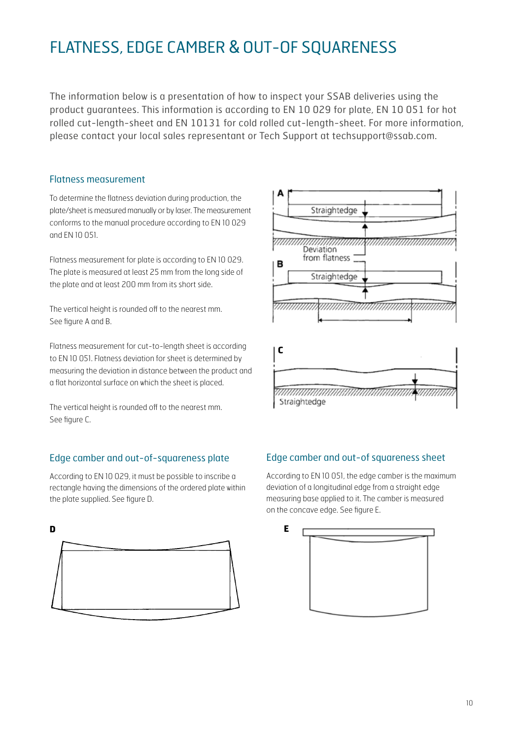# FLATNESS, EDGE CAMBER & OUT-OF SQUARENESS

The information below is a presentation of how to inspect your SSAB deliveries using the product guarantees. This information is according to EN 10 029 for plate, EN 10 051 for hot rolled cut-length-sheet and EN 10131 for cold rolled cut-length-sheet. For more information, please contact your local sales representant or Tech Support at techsupport@ssab.com.

## Flatness measurement

To determine the flatness deviation during production, the plate/sheet is measured manually or by laser. The measurement conforms to the manual procedure according to EN 10 029 and EN 10 051.

Flatness measurement for plate is according to EN 10 029. The plate is measured at least 25 mm from the long side of the plate and at least 200 mm from its short side.

The vertical height is rounded off to the nearest mm. See figure A and B.

Flatness measurement for cut-to-length sheet is according to EN 10 051. Flatness deviation for sheet is determined by measuring the deviation in distance between the product and a flat horizontal surface on which the sheet is placed.

The vertical height is rounded off to the nearest mm. See figure C.

A — Straightedge, Deviation from flatness

B — Straightedge

C — Straightedge

## Edge camber and out-of-squareness plate

According to EN 10 029, it must be possible to inscribe a rectangle having the dimensions of the ordered plate within the plate supplied. See figure D.

D

## Edge camber and out-of squareness sheet

According to EN 10 051, the edge camber is the maximum deviation of a longitudinal edge from a straight edge measuring base applied to it. The camber is measured on the concave edge. See figure E.

E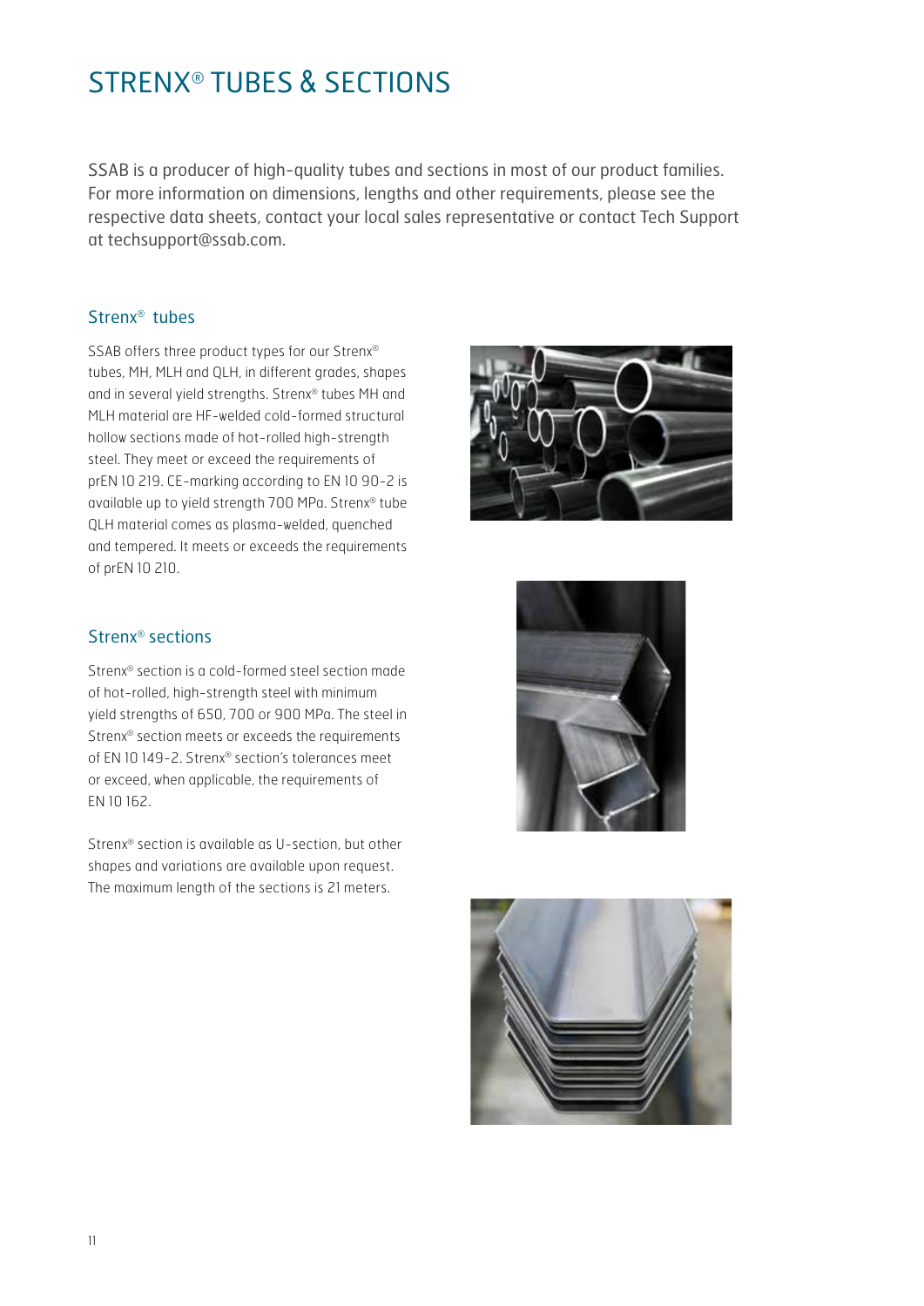# STRENX® TUBES & SECTIONS

SSAB is a producer of high-quality tubes and sections in most of our product families. For more information on dimensions, lengths and other requirements, please see the respective data sheets, contact your local sales representative or contact Tech Support at techsupport@ssab.com.

## Strenx® tubes

SSAB offers three product types for our Strenx® tubes, MH, MLH and QLH, in different grades, shapes and in several yield strengths. Strenx® tubes MH and MLH material are HF-welded cold-formed structural hollow sections made of hot-rolled high-strength steel. They meet or exceed the requirements of prEN 10 219. CE-marking according to EN 10 90-2 is available up to yield strength 700 MPa. Strenx® tube QLH material comes as plasma-welded, quenched and tempered. It meets or exceeds the requirements of prEN 10 210.

## Strenx® sections

Strenx® section is a cold-formed steel section made of hot-rolled, high-strength steel with minimum yield strengths of 650, 700 or 900 MPa. The steel in Strenx® section meets or exceeds the requirements of EN 10 149-2. Strenx® section's tolerances meet or exceed, when applicable, the requirements of EN 10 162.

Strenx® section is available as U-section, but other shapes and variations are available upon request. The maximum length of the sections is 21 meters.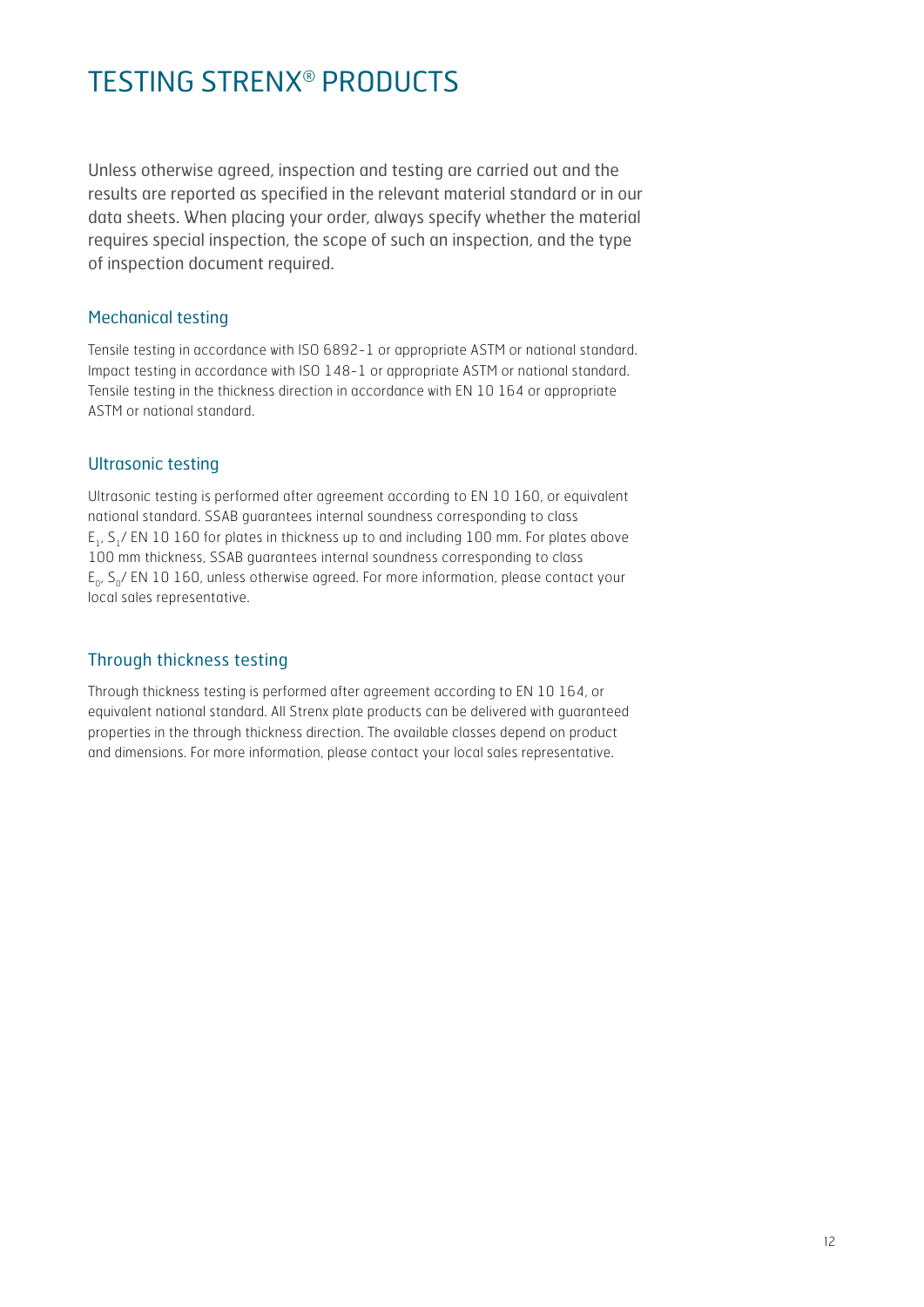# TESTING STRENX® PRODUCTS

Unless otherwise agreed, inspection and testing are carried out and the results are reported as specified in the relevant material standard or in our data sheets. When placing your order, always specify whether the material requires special inspection, the scope of such an inspection, and the type of inspection document required.

## Mechanical testing

Tensile testing in accordance with ISO 6892-1 or appropriate ASTM or national standard. Impact testing in accordance with ISO 148-1 or appropriate ASTM or national standard. Tensile testing in the thickness direction in accordance with EN 10 164 or appropriate ASTM or national standard.

## Ultrasonic testing

Ultrasonic testing is performed after agreement according to EN 10 160, or equivalent national standard. SSAB guarantees internal soundness corresponding to class $E_1$, $S_1$/ EN 10 160 for plates in thickness up to and including 100 mm. For plates above 100 mm thickness, SSAB guarantees internal soundness corresponding to class $E_0$, $S_0$/ EN 10 160, unless otherwise agreed. For more information, please contact your local sales representative.

## Through thickness testing

Through thickness testing is performed after agreement according to EN 10 164, or equivalent national standard. All Strenx plate products can be delivered with guaranteed properties in the through thickness direction. The available classes depend on product and dimensions. For more information, please contact your local sales representative.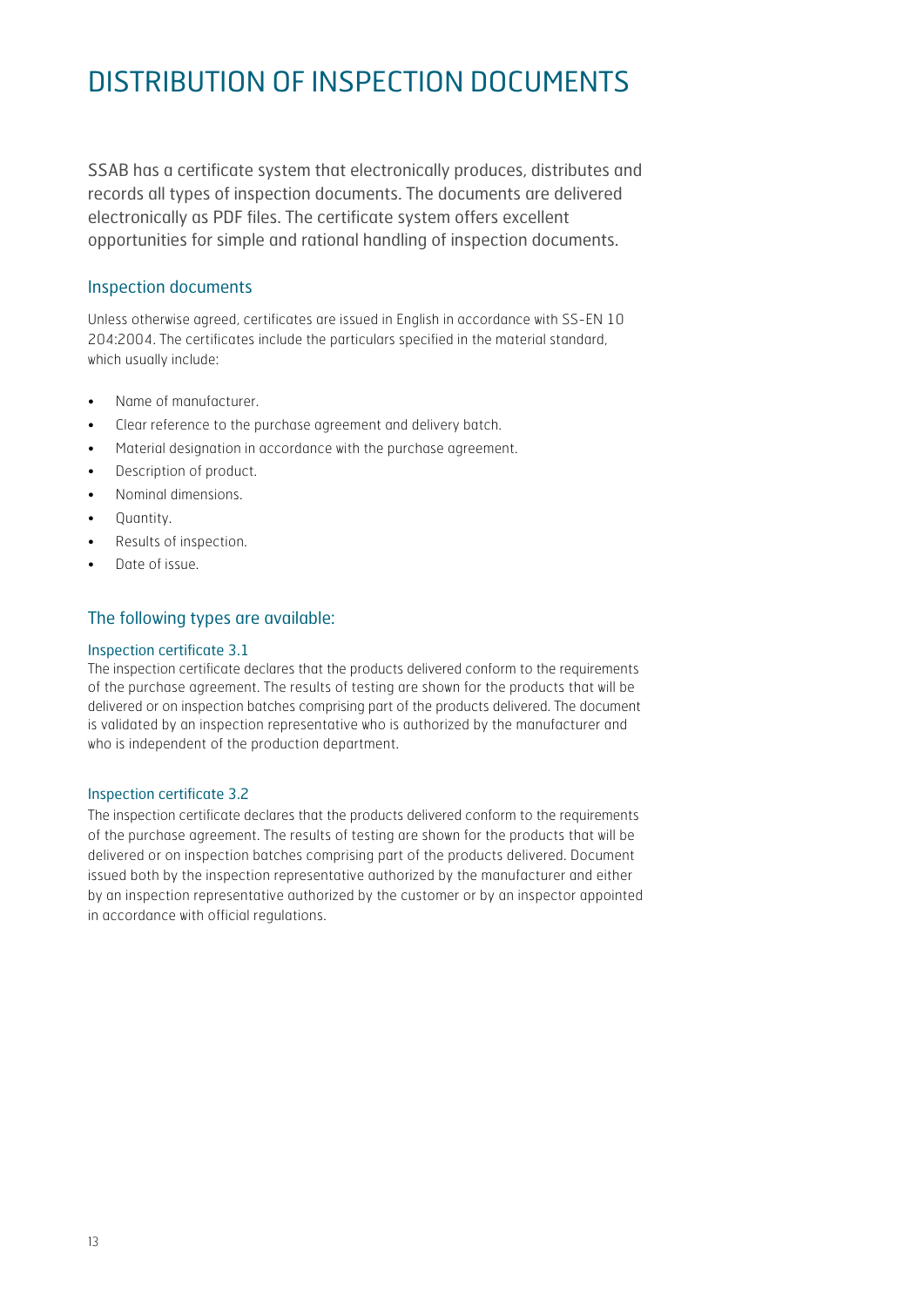# DISTRIBUTION OF INSPECTION DOCUMENTS

SSAB has a certificate system that electronically produces, distributes and records all types of inspection documents. The documents are delivered electronically as PDF files. The certificate system offers excellent opportunities for simple and rational handling of inspection documents.

## Inspection documents

Unless otherwise agreed, certificates are issued in English in accordance with SS-EN 10 204:2004. The certificates include the particulars specified in the material standard, which usually include:

- Name of manufacturer.
- Clear reference to the purchase agreement and delivery batch.
- Material designation in accordance with the purchase agreement.
- Description of product.
- Nominal dimensions.
- Quantity.
- Results of inspection.
- Date of issue.

## The following types are available:

### Inspection certificate 3.1

The inspection certificate declares that the products delivered conform to the requirements of the purchase agreement. The results of testing are shown for the products that will be delivered or on inspection batches comprising part of the products delivered. The document is validated by an inspection representative who is authorized by the manufacturer and who is independent of the production department.

### Inspection certificate 3.2

The inspection certificate declares that the products delivered conform to the requirements of the purchase agreement. The results of testing are shown for the products that will be delivered or on inspection batches comprising part of the products delivered. Document issued both by the inspection representative authorized by the manufacturer and either by an inspection representative authorized by the customer or by an inspector appointed in accordance with official regulations.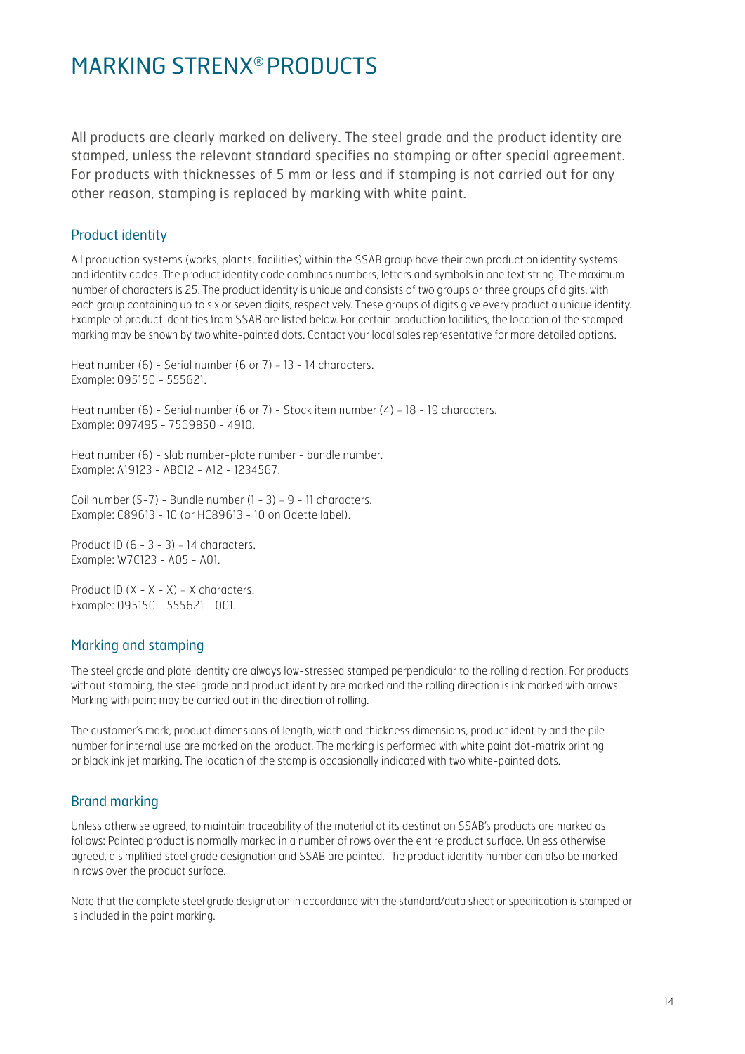# MARKING STRENX® PRODUCTS

All products are clearly marked on delivery. The steel grade and the product identity are stamped, unless the relevant standard specifies no stamping or after special agreement. For products with thicknesses of 5 mm or less and if stamping is not carried out for any other reason, stamping is replaced by marking with white paint.

## Product identity

All production systems (works, plants, facilities) within the SSAB group have their own production identity systems and identity codes. The product identity code combines numbers, letters and symbols in one text string. The maximum number of characters is 25. The product identity is unique and consists of two groups or three groups of digits, with each group containing up to six or seven digits, respectively. These groups of digits give every product a unique identity. Example of product identities from SSAB are listed below. For certain production facilities, the location of the stamped marking may be shown by two white-painted dots. Contact your local sales representative for more detailed options.

Heat number (6) - Serial number (6 or 7) = 13 - 14 characters.
Example: 095150 - 555621.

Heat number (6) - Serial number (6 or 7) - Stock item number (4) = 18 - 19 characters.
Example: 097495 - 7569850 - 4910.

Heat number (6) - slab number-plate number - bundle number.
Example: A19123 - ABC12 - A12 - 1234567.

Coil number (5-7) - Bundle number (1 - 3) = 9 - 11 characters.
Example: C89613 - 10 (or HC89613 - 10 on Odette label).

Product ID (6 - 3 - 3) = 14 characters.
Example: W7C123 - A05 - A01.

Product ID (X - X - X) = X characters.
Example: 095150 - 555621 - 001.

## Marking and stamping

The steel grade and plate identity are always low-stressed stamped perpendicular to the rolling direction. For products without stamping, the steel grade and product identity are marked and the rolling direction is ink marked with arrows. Marking with paint may be carried out in the direction of rolling.

The customer's mark, product dimensions of length, width and thickness dimensions, product identity and the pile number for internal use are marked on the product. The marking is performed with white paint dot-matrix printing or black ink jet marking. The location of the stamp is occasionally indicated with two white-painted dots.

## Brand marking

Unless otherwise agreed, to maintain traceability of the material at its destination SSAB's products are marked as follows: Painted product is normally marked in a number of rows over the entire product surface. Unless otherwise agreed, a simplified steel grade designation and SSAB are painted. The product identity number can also be marked in rows over the product surface.

Note that the complete steel grade designation in accordance with the standard/data sheet or specification is stamped or is included in the paint marking.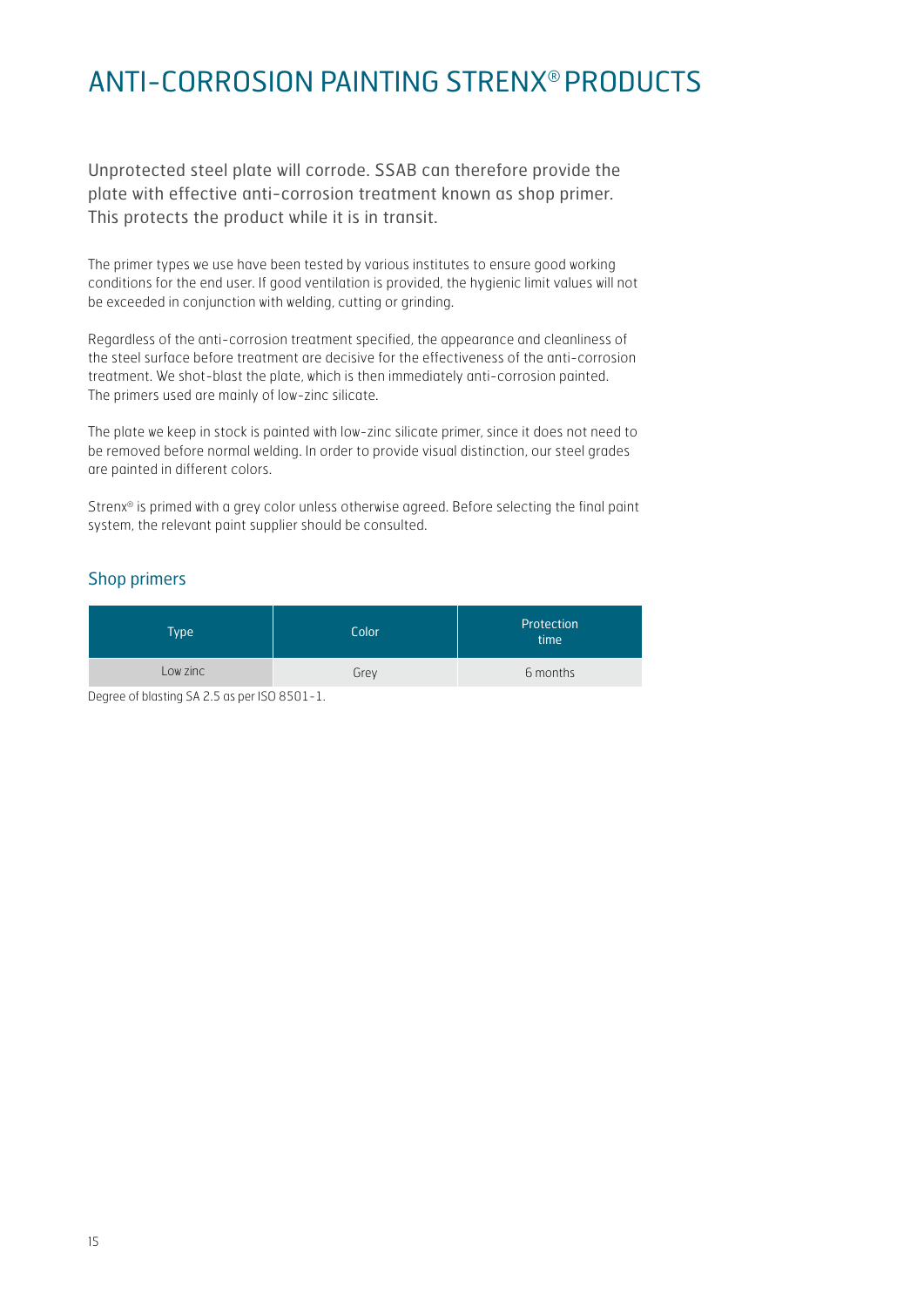# ANTI-CORROSION PAINTING STRENX® PRODUCTS

Unprotected steel plate will corrode. SSAB can therefore provide the plate with effective anti-corrosion treatment known as shop primer. This protects the product while it is in transit.

The primer types we use have been tested by various institutes to ensure good working conditions for the end user. If good ventilation is provided, the hygienic limit values will not be exceeded in conjunction with welding, cutting or grinding.

Regardless of the anti-corrosion treatment specified, the appearance and cleanliness of the steel surface before treatment are decisive for the effectiveness of the anti-corrosion treatment. We shot-blast the plate, which is then immediately anti-corrosion painted. The primers used are mainly of low-zinc silicate.

The plate we keep in stock is painted with low-zinc silicate primer, since it does not need to be removed before normal welding. In order to provide visual distinction, our steel grades are painted in different colors.

Strenx® is primed with a grey color unless otherwise agreed. Before selecting the final paint system, the relevant paint supplier should be consulted.

## Shop primers

| Type | Color | Protection time |
|---|---|---|
| Low zinc | Grey | 6 months |

Degree of blasting SA 2.5 as per ISO 8501-1.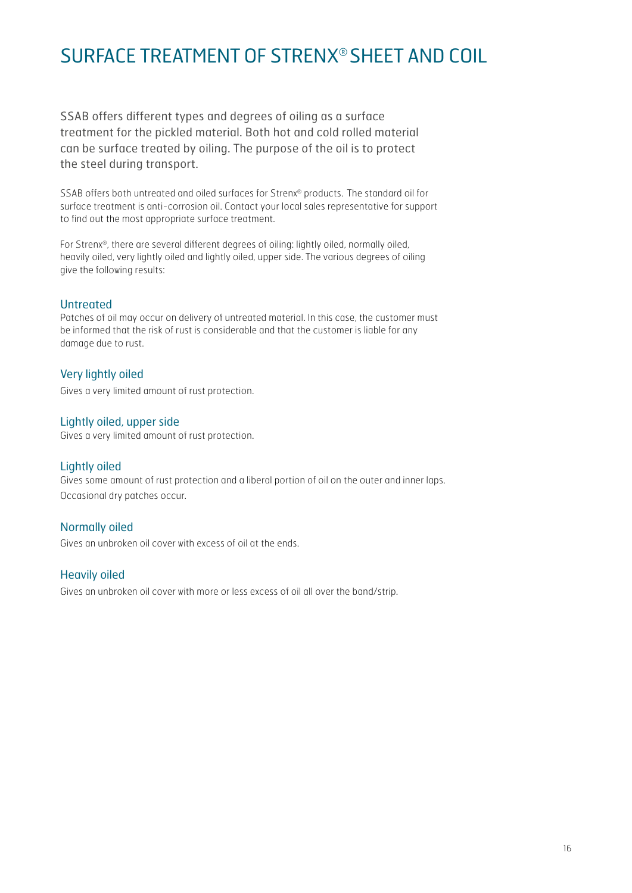# SURFACE TREATMENT OF STRENX® SHEET AND COIL

SSAB offers different types and degrees of oiling as a surface treatment for the pickled material. Both hot and cold rolled material can be surface treated by oiling. The purpose of the oil is to protect the steel during transport.

SSAB offers both untreated and oiled surfaces for Strenx® products. The standard oil for surface treatment is anti-corrosion oil. Contact your local sales representative for support to find out the most appropriate surface treatment.

For Strenx®, there are several different degrees of oiling: lightly oiled, normally oiled, heavily oiled, very lightly oiled and lightly oiled, upper side. The various degrees of oiling give the following results:

## Untreated

Patches of oil may occur on delivery of untreated material. In this case, the customer must be informed that the risk of rust is considerable and that the customer is liable for any damage due to rust.

## Very lightly oiled

Gives a very limited amount of rust protection.

## Lightly oiled, upper side

Gives a very limited amount of rust protection.

## Lightly oiled

Gives some amount of rust protection and a liberal portion of oil on the outer and inner laps. Occasional dry patches occur.

## Normally oiled

Gives an unbroken oil cover with excess of oil at the ends.

## Heavily oiled

Gives an unbroken oil cover with more or less excess of oil all over the band/strip.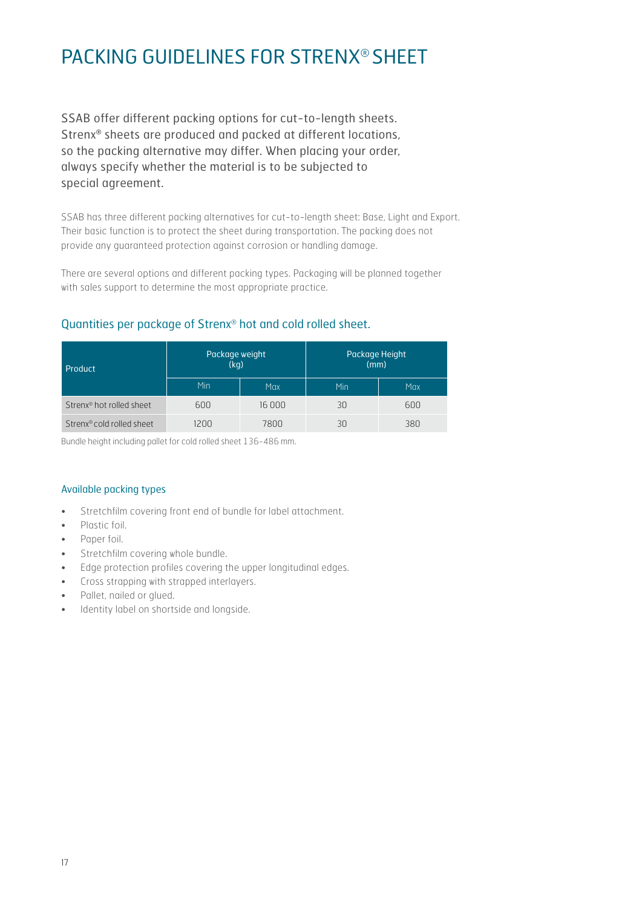# PACKING GUIDELINES FOR STRENX® SHEET

SSAB offer different packing options for cut-to-length sheets. Strenx® sheets are produced and packed at different locations, so the packing alternative may differ. When placing your order, always specify whether the material is to be subjected to special agreement.

SSAB has three different packing alternatives for cut-to-length sheet: Base, Light and Export. Their basic function is to protect the sheet during transportation. The packing does not provide any guaranteed protection against corrosion or handling damage.

There are several options and different packing types. Packaging will be planned together with sales support to determine the most appropriate practice.

## Quantities per package of Strenx® hot and cold rolled sheet.

| Product | Package weight (kg) | | Package Height (mm) | |
|---|---|---|---|---|
| | Min | Max | Min | Max |
| Strenx® hot rolled sheet | 600 | 16 000 | 30 | 600 |
| Strenx® cold rolled sheet | 1200 | 7800 | 30 | 380 |

Bundle height including pallet for cold rolled sheet 136-486 mm.

### Available packing types

- Stretchfilm covering front end of bundle for label attachment.
- Plastic foil.
- Paper foil.
- Stretchfilm covering whole bundle.
- Edge protection profiles covering the upper longitudinal edges.
- Cross strapping with strapped interlayers.
- Pallet, nailed or glued.
- Identity label on shortside and longside.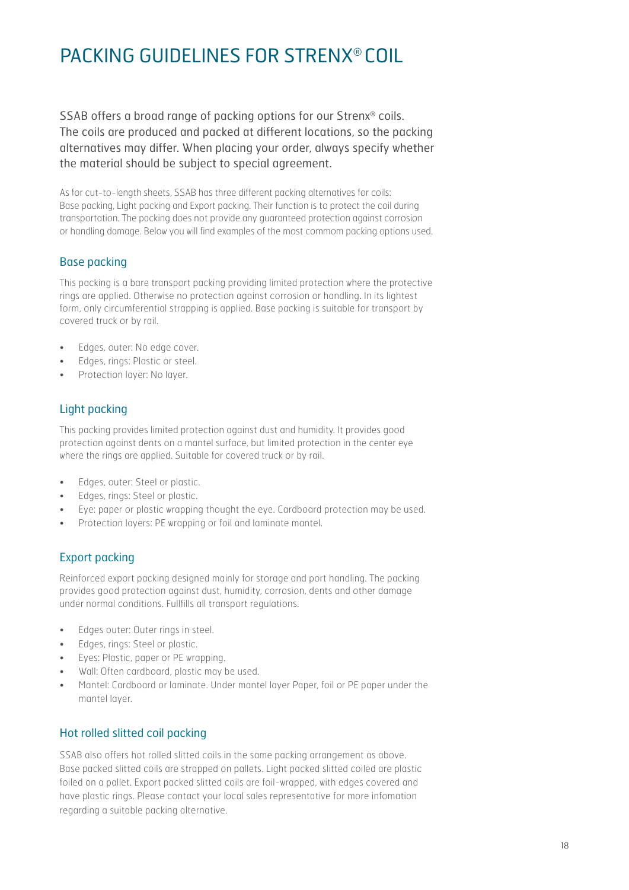# PACKING GUIDELINES FOR STRENX® COIL

SSAB offers a broad range of packing options for our Strenx® coils. The coils are produced and packed at different locations, so the packing alternatives may differ. When placing your order, always specify whether the material should be subject to special agreement.

As for cut-to-length sheets, SSAB has three different packing alternatives for coils: Base packing, Light packing and Export packing. Their function is to protect the coil during transportation. The packing does not provide any guaranteed protection against corrosion or handling damage. Below you will find examples of the most commom packing options used.

## Base packing

This packing is a bare transport packing providing limited protection where the protective rings are applied. Otherwise no protection against corrosion or handling. In its lightest form, only circumferential strapping is applied. Base packing is suitable for transport by covered truck or by rail.

- Edges, outer: No edge cover.
- Edges, rings: Plastic or steel.
- Protection layer: No layer.

## Light packing

This packing provides limited protection against dust and humidity. It provides good protection against dents on a mantel surface, but limited protection in the center eye where the rings are applied. Suitable for covered truck or by rail.

- Edges, outer: Steel or plastic.
- Edges, rings: Steel or plastic.
- Eye: paper or plastic wrapping thought the eye. Cardboard protection may be used.
- Protection layers: PE wrapping or foil and laminate mantel.

## Export packing

Reinforced export packing designed mainly for storage and port handling. The packing provides good protection against dust, humidity, corrosion, dents and other damage under normal conditions. Fullfills all transport regulations.

- Edges outer: Outer rings in steel.
- Edges, rings: Steel or plastic.
- Eyes: Plastic, paper or PE wrapping.
- Wall: Often cardboard, plastic may be used.
- Mantel: Cardboard or laminate. Under mantel layer Paper, foil or PE paper under the mantel layer.

## Hot rolled slitted coil packing

SSAB also offers hot rolled slitted coils in the same packing arrangement as above. Base packed slitted coils are strapped on pallets. Light packed slitted coiled are plastic foiled on a pallet. Export packed slitted coils are foil-wrapped, with edges covered and have plastic rings. Please contact your local sales representative for more infomation regarding a suitable packing alternative.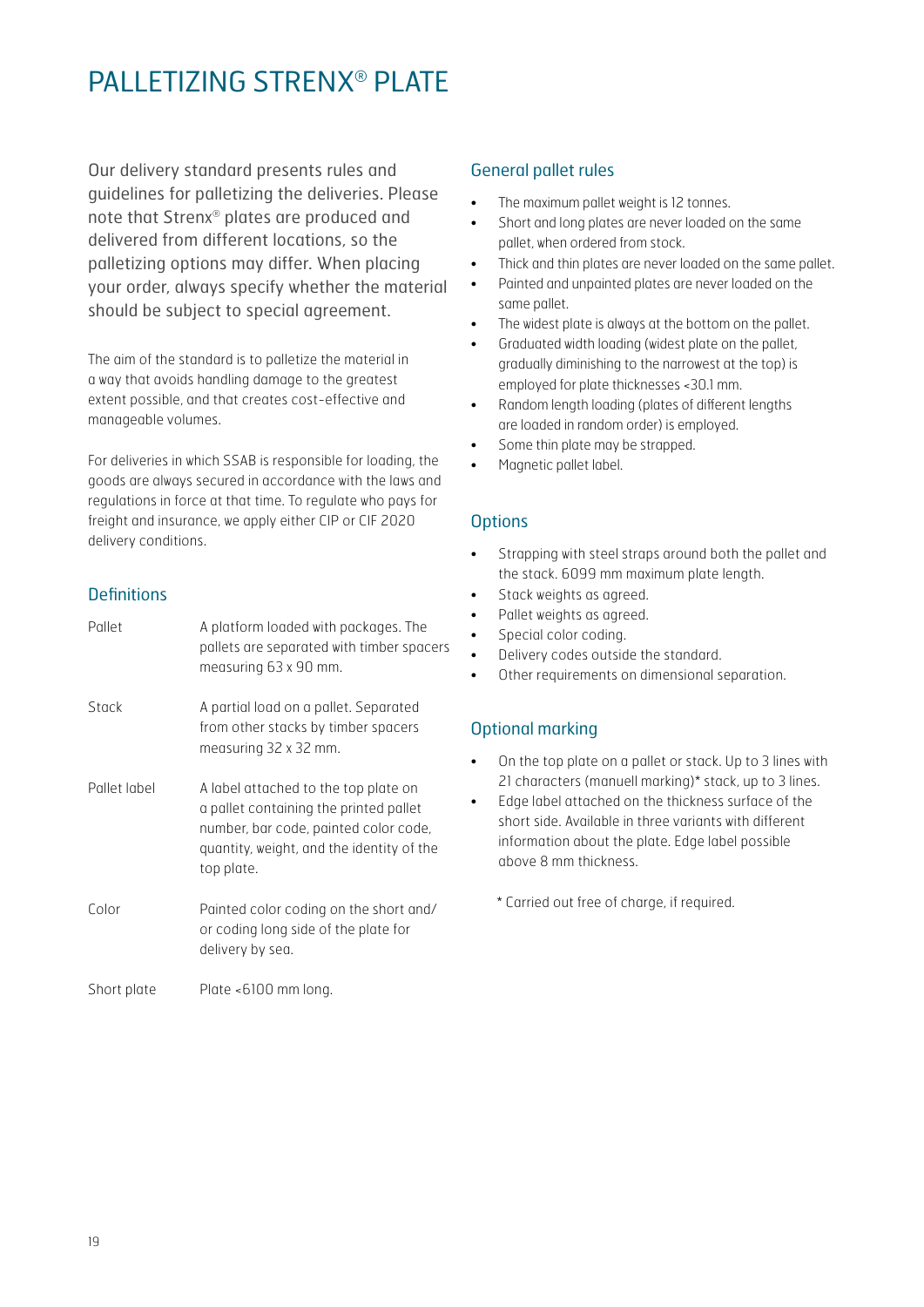# PALLETIZING STRENX® PLATE

Our delivery standard presents rules and guidelines for palletizing the deliveries. Please note that Strenx® plates are produced and delivered from different locations, so the palletizing options may differ. When placing your order, always specify whether the material should be subject to special agreement.

The aim of the standard is to palletize the material in a way that avoids handling damage to the greatest extent possible, and that creates cost-effective and manageable volumes.

For deliveries in which SSAB is responsible for loading, the goods are always secured in accordance with the laws and regulations in force at that time. To regulate who pays for freight and insurance, we apply either CIP or CIF 2020 delivery conditions.

## Definitions

| | |
|---|---|
| Pallet | A platform loaded with packages. The pallets are separated with timber spacers measuring 63 x 90 mm. |
| Stack | A partial load on a pallet. Separated from other stacks by timber spacers measuring 32 x 32 mm. |
| Pallet label | A label attached to the top plate on a pallet containing the printed pallet number, bar code, painted color code, quantity, weight, and the identity of the top plate. |
| Color | Painted color coding on the short and/or coding long side of the plate for delivery by sea. |
| Short plate | Plate <6100 mm long. |

## General pallet rules

- The maximum pallet weight is 12 tonnes.
- Short and long plates are never loaded on the same pallet, when ordered from stock.
- Thick and thin plates are never loaded on the same pallet.
- Painted and unpainted plates are never loaded on the same pallet.
- The widest plate is always at the bottom on the pallet.
- Graduated width loading (widest plate on the pallet, gradually diminishing to the narrowest at the top) is employed for plate thicknesses <30.1 mm.
- Random length loading (plates of different lengths are loaded in random order) is employed.
- Some thin plate may be strapped.
- Magnetic pallet label.

## Options

- Strapping with steel straps around both the pallet and the stack. 6099 mm maximum plate length.
- Stack weights as agreed.
- Pallet weights as agreed.
- Special color coding.
- Delivery codes outside the standard.
- Other requirements on dimensional separation.

## Optional marking

- On the top plate on a pallet or stack. Up to 3 lines with 21 characters (manuell marking)* stack, up to 3 lines.
- Edge label attached on the thickness surface of the short side. Available in three variants with different information about the plate. Edge label possible above 8 mm thickness.

\* Carried out free of charge, if required.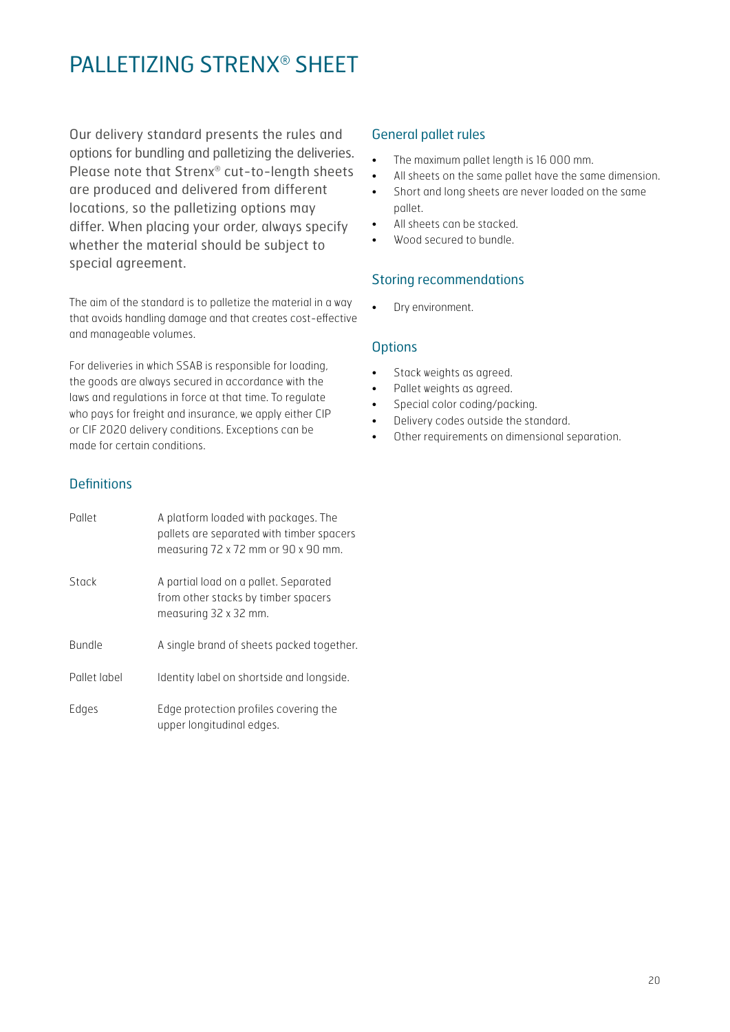# PALLETIZING STRENX® SHEET

Our delivery standard presents the rules and options for bundling and palletizing the deliveries. Please note that Strenx® cut-to-length sheets are produced and delivered from different locations, so the palletizing options may differ. When placing your order, always specify whether the material should be subject to special agreement.

The aim of the standard is to palletize the material in a way that avoids handling damage and that creates cost-effective and manageable volumes.

For deliveries in which SSAB is responsible for loading, the goods are always secured in accordance with the laws and regulations in force at that time. To regulate who pays for freight and insurance, we apply either CIP or CIF 2020 delivery conditions. Exceptions can be made for certain conditions.

## Definitions

| | |
|---|---|
| Pallet | A platform loaded with packages. The pallets are separated with timber spacers measuring 72 x 72 mm or 90 x 90 mm. |
| Stack | A partial load on a pallet. Separated from other stacks by timber spacers measuring 32 x 32 mm. |
| Bundle | A single brand of sheets packed together. |
| Pallet label | Identity label on shortside and longside. |
| Edges | Edge protection profiles covering the upper longitudinal edges. |

## General pallet rules

- The maximum pallet length is 16 000 mm.
- All sheets on the same pallet have the same dimension.
- Short and long sheets are never loaded on the same pallet.
- All sheets can be stacked.
- Wood secured to bundle.

## Storing recommendations

- Dry environment.

## Options

- Stack weights as agreed.
- Pallet weights as agreed.
- Special color coding/packing.
- Delivery codes outside the standard.
- Other requirements on dimensional separation.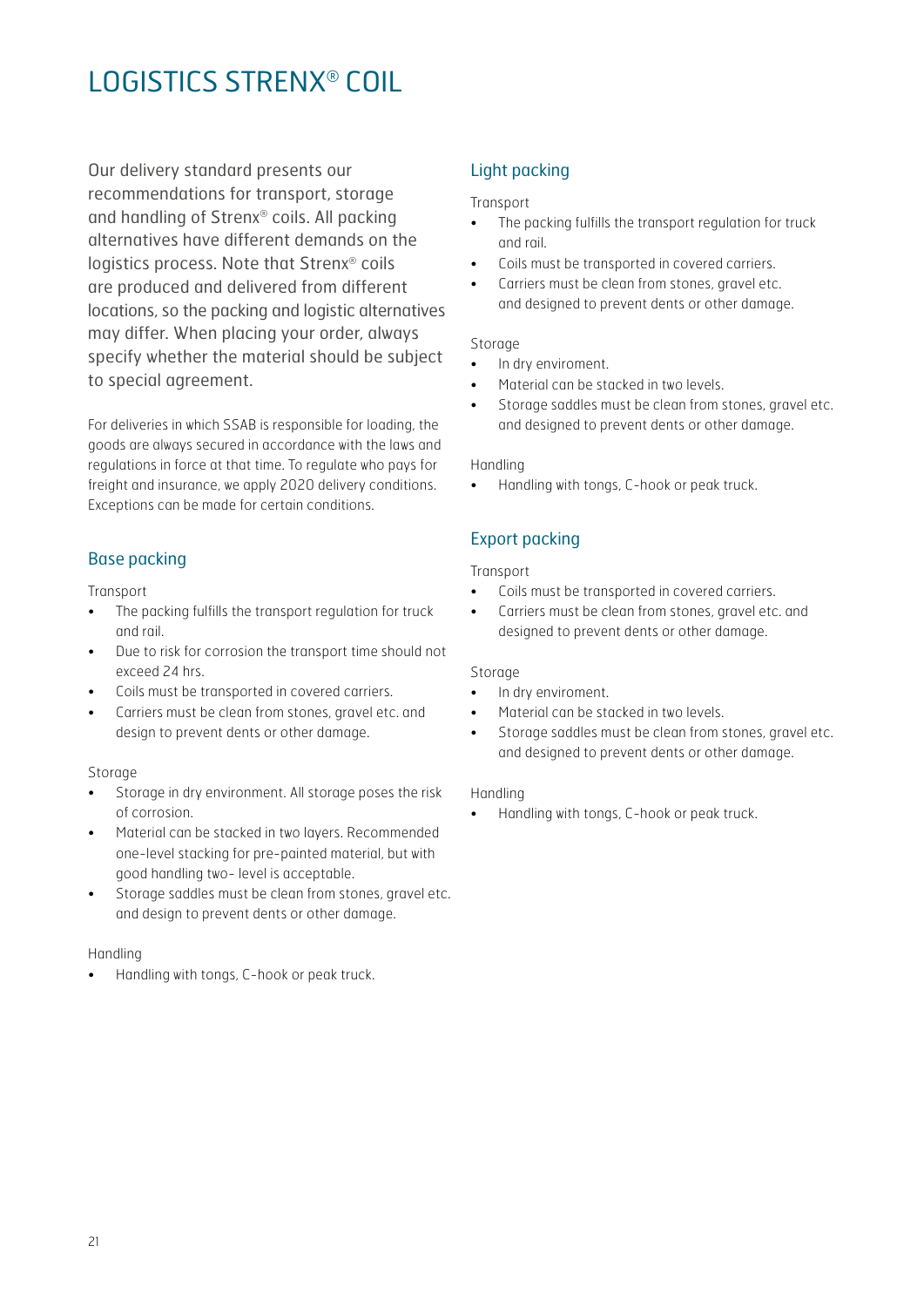# LOGISTICS STRENX® COIL

Our delivery standard presents our recommendations for transport, storage and handling of Strenx® coils. All packing alternatives have different demands on the logistics process. Note that Strenx® coils are produced and delivered from different locations, so the packing and logistic alternatives may differ. When placing your order, always specify whether the material should be subject to special agreement.

For deliveries in which SSAB is responsible for loading, the goods are always secured in accordance with the laws and regulations in force at that time. To regulate who pays for freight and insurance, we apply 2020 delivery conditions. Exceptions can be made for certain conditions.

## Base packing

Transport

- The packing fulfills the transport regulation for truck and rail.
- Due to risk for corrosion the transport time should not exceed 24 hrs.
- Coils must be transported in covered carriers.
- Carriers must be clean from stones, gravel etc. and design to prevent dents or other damage.

Storage

- Storage in dry environment. All storage poses the risk of corrosion.
- Material can be stacked in two layers. Recommended one-level stacking for pre-painted material, but with good handling two- level is acceptable.
- Storage saddles must be clean from stones, gravel etc. and design to prevent dents or other damage.

Handling

- Handling with tongs, C-hook or peak truck.

## Light packing

Transport

- The packing fulfills the transport regulation for truck and rail.
- Coils must be transported in covered carriers.
- Carriers must be clean from stones, gravel etc. and designed to prevent dents or other damage.

Storage

- In dry enviroment.
- Material can be stacked in two levels.
- Storage saddles must be clean from stones, gravel etc. and designed to prevent dents or other damage.

Handling

- Handling with tongs, C-hook or peak truck.

## Export packing

Transport

- Coils must be transported in covered carriers.
- Carriers must be clean from stones, gravel etc. and designed to prevent dents or other damage.

Storage

- In dry enviroment.
- Material can be stacked in two levels.
- Storage saddles must be clean from stones, gravel etc. and designed to prevent dents or other damage.

Handling

- Handling with tongs, C-hook or peak truck.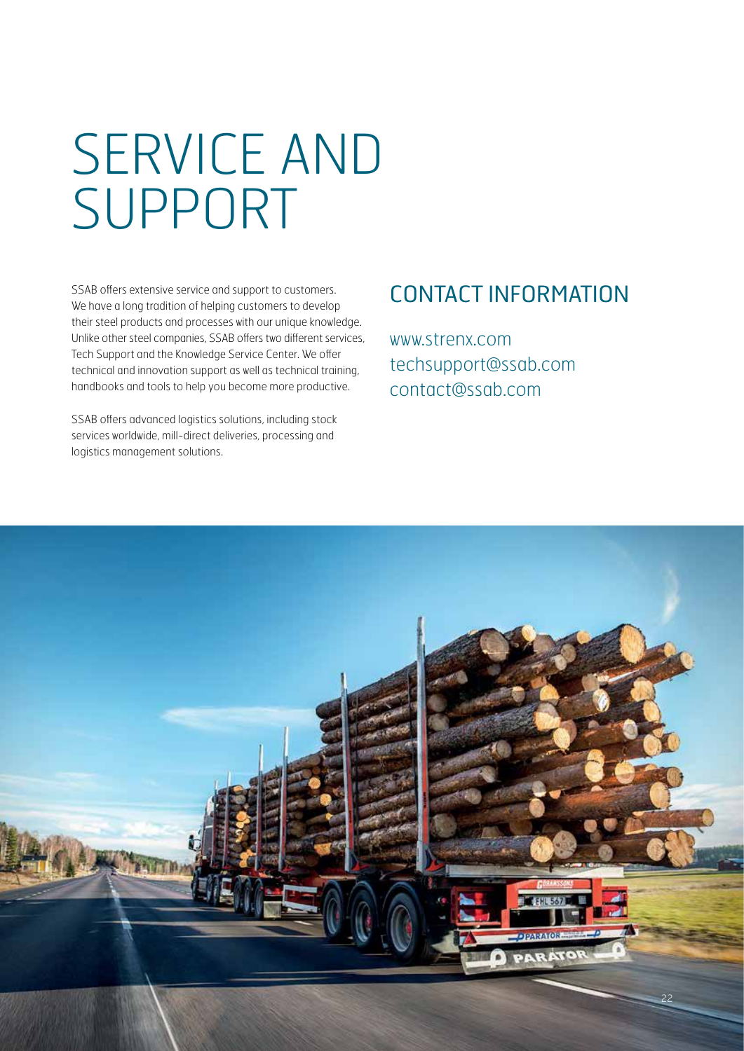# SERVICE AND SUPPORT

SSAB offers extensive service and support to customers. We have a long tradition of helping customers to develop their steel products and processes with our unique knowledge. Unlike other steel companies, SSAB offers two different services, Tech Support and the Knowledge Service Center. We offer technical and innovation support as well as technical training, handbooks and tools to help you become more productive.

SSAB offers advanced logistics solutions, including stock services worldwide, mill-direct deliveries, processing and logistics management solutions.

## CONTACT INFORMATION

www.strenx.com
techsupport@ssab.com
contact@ssab.com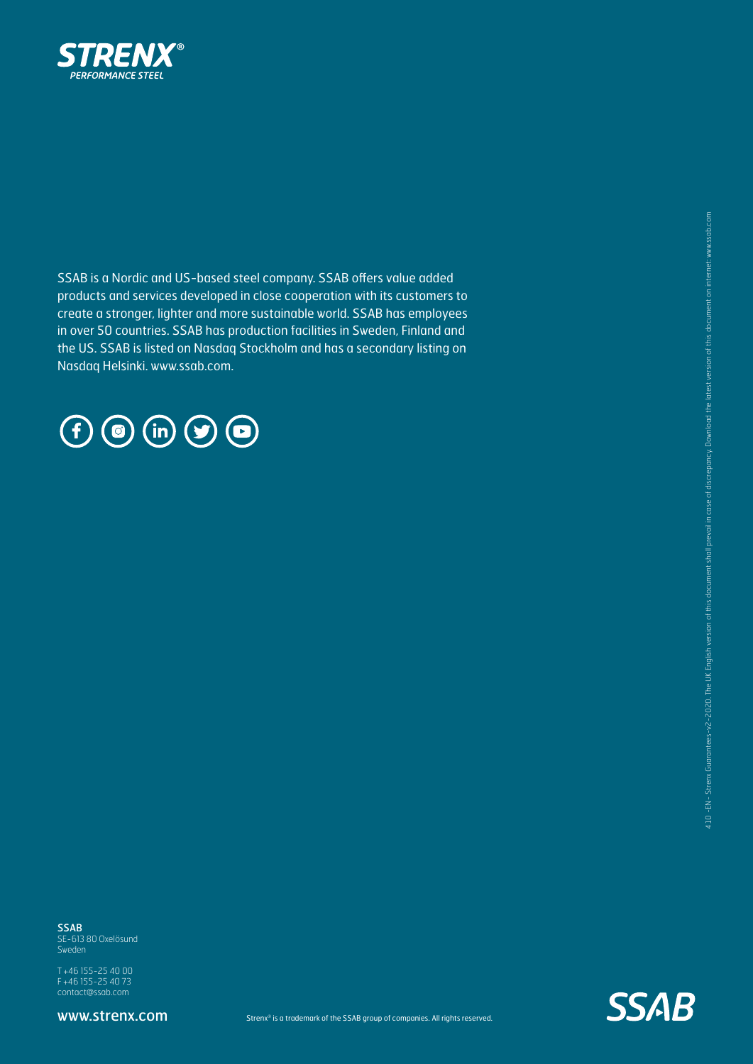SSAB is a Nordic and US-based steel company. SSAB offers value added products and services developed in close cooperation with its customers to create a stronger, lighter and more sustainable world. SSAB has employees in over 50 countries. SSAB has production facilities in Sweden, Finland and the US. SSAB is listed on Nasdaq Stockholm and has a secondary listing on Nasdaq Helsinki. www.ssab.com.

**SSAB**
SE-613 80 Oxelösund
Sweden

T +46 155-25 40 00
F +46 155-25 40 73
contact@ssab.com

www.strenx.com

Strenx® is a trademark of the SSAB group of companies. All rights reserved.

410 -EN - Strenx Guarantees-v2-2020. The UK English version of this document shall prevail in case of discrepancy. Download the latest version of this document on internet: www.ssab.com